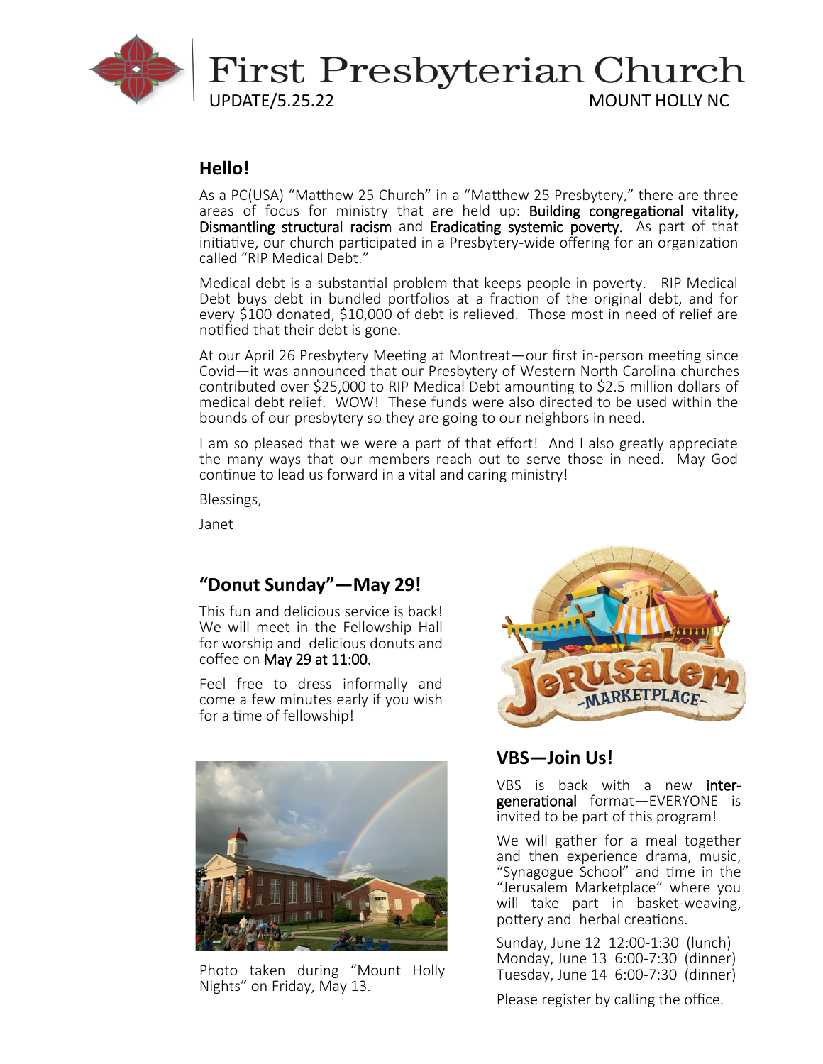# First Presbyterian Church

UPDATE/5.25.22 MOUNT HOLLY NC

## Hello!

As a PC(USA) "Matthew 25 Church" in a "Matthew 25 Presbytery," there are three areas of focus for ministry that are held up: Building congregational vitality, Dismantling structural racism and Eradicating systemic poverty. As part of that initiative, our church participated in a Presbytery-wide offering for an organization called "RIP Medical Debt."

Medical debt is a substantial problem that keeps people in poverty. RIP Medical Debt buys debt in bundled portfolios at a fraction of the original debt, and for every $100 donated, $10,000 of debt is relieved. Those most in need of relief are notified that their debt is gone.

At our April 26 Presbytery Meeting at Montreat—our first in-person meeting since Covid—it was announced that our Presbytery of Western North Carolina churches contributed over $25,000 to RIP Medical Debt amounting to $2.5 million dollars of medical debt relief. WOW! These funds were also directed to be used within the bounds of our presbytery so they are going to our neighbors in need.

I am so pleased that we were a part of that effort! And I also greatly appreciate the many ways that our members reach out to serve those in need. May God continue to lead us forward in a vital and caring ministry!

Blessings,

Janet

## "Donut Sunday"—May 29!

This fun and delicious service is back! We will meet in the Fellowship Hall for worship and delicious donuts and coffee on May 29 at 11:00.

Feel free to dress informally and come a few minutes early if you wish for a time of fellowship!

Photo taken during "Mount Holly Nights" on Friday, May 13.

## VBS—Join Us!

VBS is back with a new inter-generational format—EVERYONE is invited to be part of this program!

We will gather for a meal together and then experience drama, music, "Synagogue School" and time in the "Jerusalem Marketplace" where you will take part in basket-weaving, pottery and herbal creations.

Sunday, June 12 12:00-1:30 (lunch)
Monday, June 13 6:00-7:30 (dinner)
Tuesday, June 14 6:00-7:30 (dinner)

Please register by calling the office.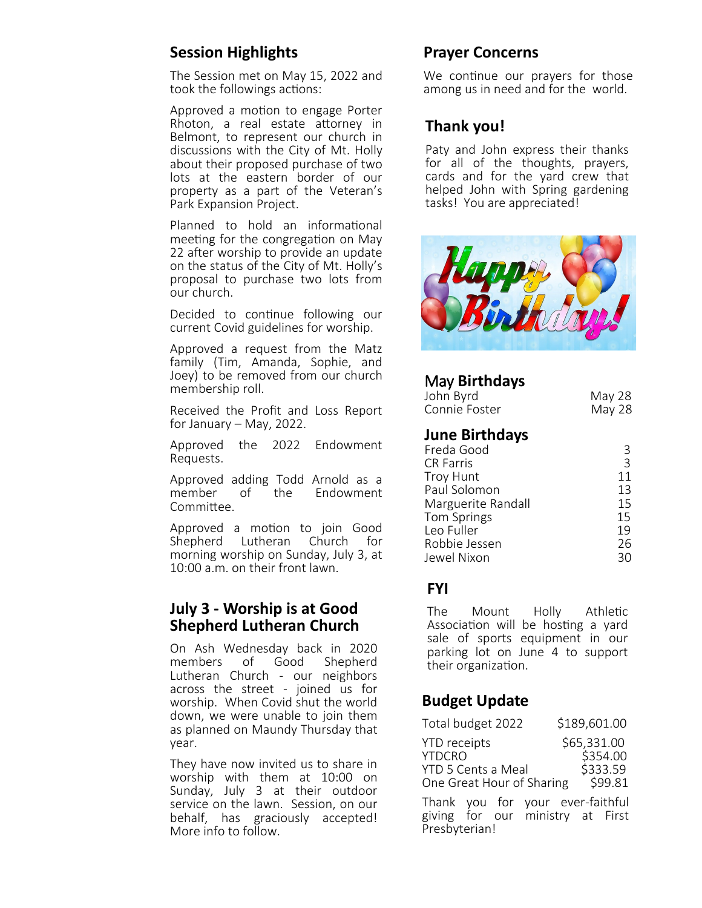## Session Highlights

The Session met on May 15, 2022 and took the followings actions:

Approved a motion to engage Porter Rhoton, a real estate attorney in Belmont, to represent our church in discussions with the City of Mt. Holly about their proposed purchase of two lots at the eastern border of our property as a part of the Veteran's Park Expansion Project.

Planned to hold an informational meeting for the congregation on May 22 after worship to provide an update on the status of the City of Mt. Holly's proposal to purchase two lots from our church.

Decided to continue following our current Covid guidelines for worship.

Approved a request from the Matz family (Tim, Amanda, Sophie, and Joey) to be removed from our church membership roll.

Received the Profit and Loss Report for January – May, 2022.

Approved the 2022 Endowment Requests.

Approved adding Todd Arnold as a member of the Endowment Committee.

Approved a motion to join Good Shepherd Lutheran Church for morning worship on Sunday, July 3, at 10:00 a.m. on their front lawn.

## July 3 - Worship is at Good Shepherd Lutheran Church

On Ash Wednesday back in 2020 members of Good Shepherd Lutheran Church - our neighbors across the street - joined us for worship. When Covid shut the world down, we were unable to join them as planned on Maundy Thursday that year.

They have now invited us to share in worship with them at 10:00 on Sunday, July 3 at their outdoor service on the lawn. Session, on our behalf, has graciously accepted! More info to follow.

## Prayer Concerns

We continue our prayers for those among us in need and for the world.

## Thank you!

Paty and John express their thanks for all of the thoughts, prayers, cards and for the yard crew that helped John with Spring gardening tasks! You are appreciated!

Happy Birthday!

## May Birthdays

| | |
|---|---|
| John Byrd | May 28 |
| Connie Foster | May 28 |

## June Birthdays

| | |
|---|---|
| Freda Good | 3 |
| CR Farris | 3 |
| Troy Hunt | 11 |
| Paul Solomon | 13 |
| Marguerite Randall | 15 |
| Tom Springs | 15 |
| Leo Fuller | 19 |
| Robbie Jessen | 26 |
| Jewel Nixon | 30 |

## FYI

The Mount Holly Athletic Association will be hosting a yard sale of sports equipment in our parking lot on June 4 to support their organization.

## Budget Update

| | |
|---|---|
| Total budget 2022 | $189,601.00 |
| YTD receipts | $65,331.00 |
| YTDCRO | $354.00 |
| YTD 5 Cents a Meal | $333.59 |
| One Great Hour of Sharing | $99.81 |

Thank you for your ever-faithful giving for our ministry at First Presbyterian!